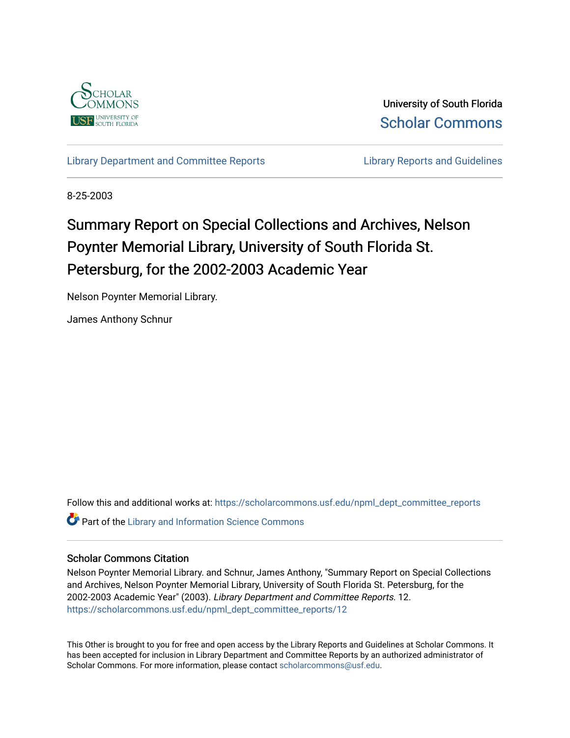University of South Florida

Scholar Commons

Library Department and Committee Reports

Library Reports and Guidelines

8-25-2003

# Summary Report on Special Collections and Archives, Nelson Poynter Memorial Library, University of South Florida St. Petersburg, for the 2002-2003 Academic Year

Nelson Poynter Memorial Library.

James Anthony Schnur

Follow this and additional works at: https://scholarcommons.usf.edu/npml_dept_committee_reports

Part of the Library and Information Science Commons

## Scholar Commons Citation

Nelson Poynter Memorial Library. and Schnur, James Anthony, "Summary Report on Special Collections and Archives, Nelson Poynter Memorial Library, University of South Florida St. Petersburg, for the 2002-2003 Academic Year" (2003). *Library Department and Committee Reports*. 12.
https://scholarcommons.usf.edu/npml_dept_committee_reports/12

This Other is brought to you for free and open access by the Library Reports and Guidelines at Scholar Commons. It has been accepted for inclusion in Library Department and Committee Reports by an authorized administrator of Scholar Commons. For more information, please contact scholarcommons@usf.edu.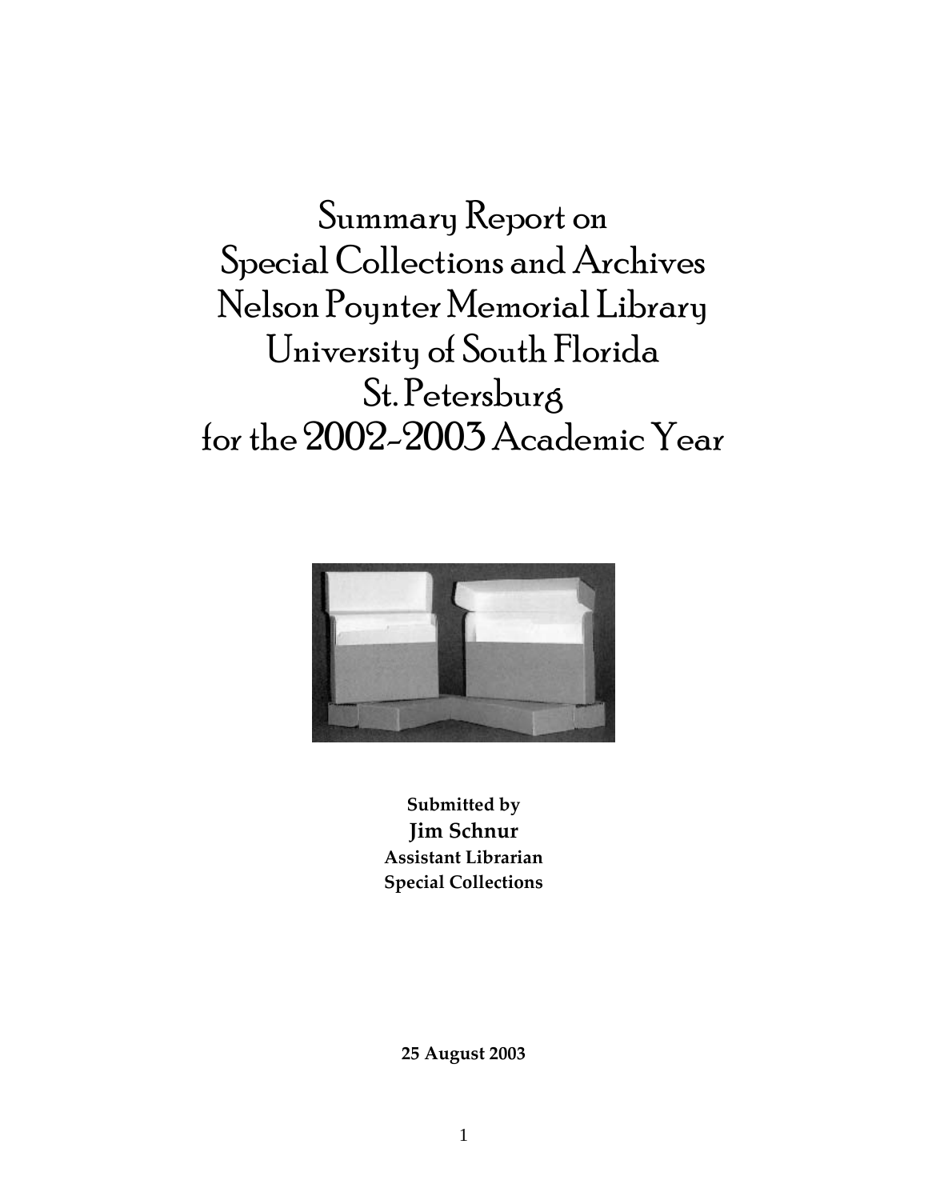# Summary Report on Special Collections and Archives Nelson Poynter Memorial Library University of South Florida St. Petersburg for the 2002-2003 Academic Year

**Submitted by**

**Jim Schnur**

**Assistant Librarian**

**Special Collections**

**25 August 2003**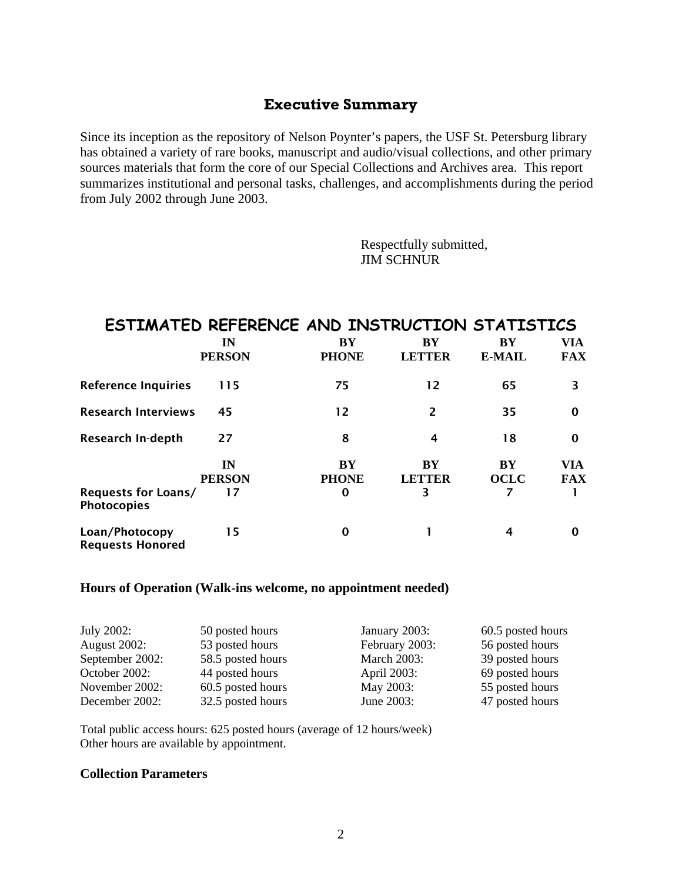## Executive Summary

Since its inception as the repository of Nelson Poynter's papers, the USF St. Petersburg library has obtained a variety of rare books, manuscript and audio/visual collections, and other primary sources materials that form the core of our Special Collections and Archives area. This report summarizes institutional and personal tasks, challenges, and accomplishments during the period from July 2002 through June 2003.

Respectfully submitted,
JIM SCHNUR

## ESTIMATED REFERENCE AND INSTRUCTION STATISTICS

| | IN PERSON | BY PHONE | BY LETTER | BY E-MAIL | VIA FAX |
|---|---|---|---|---|---|
| **Reference Inquiries** | 115 | 75 | 12 | 65 | 3 |
| **Research Interviews** | 45 | 12 | 2 | 35 | 0 |
| **Research In-depth** | 27 | 8 | 4 | 18 | 0 |

| | IN PERSON | BY PHONE | BY LETTER | BY OCLC | VIA FAX |
|---|---|---|---|---|---|
| **Requests for Loans/ Photocopies** | 17 | 0 | 3 | 7 | 1 |
| **Loan/Photocopy Requests Honored** | 15 | 0 | 1 | 4 | 0 |

**Hours of Operation (Walk-ins welcome, no appointment needed)**

| | | | |
|---|---|---|---|
| July 2002: | 50 posted hours | January 2003: | 60.5 posted hours |
| August 2002: | 53 posted hours | February 2003: | 56 posted hours |
| September 2002: | 58.5 posted hours | March 2003: | 39 posted hours |
| October 2002: | 44 posted hours | April 2003: | 69 posted hours |
| November 2002: | 60.5 posted hours | May 2003: | 55 posted hours |
| December 2002: | 32.5 posted hours | June 2003: | 47 posted hours |

Total public access hours: 625 posted hours (average of 12 hours/week)
Other hours are available by appointment.

**Collection Parameters**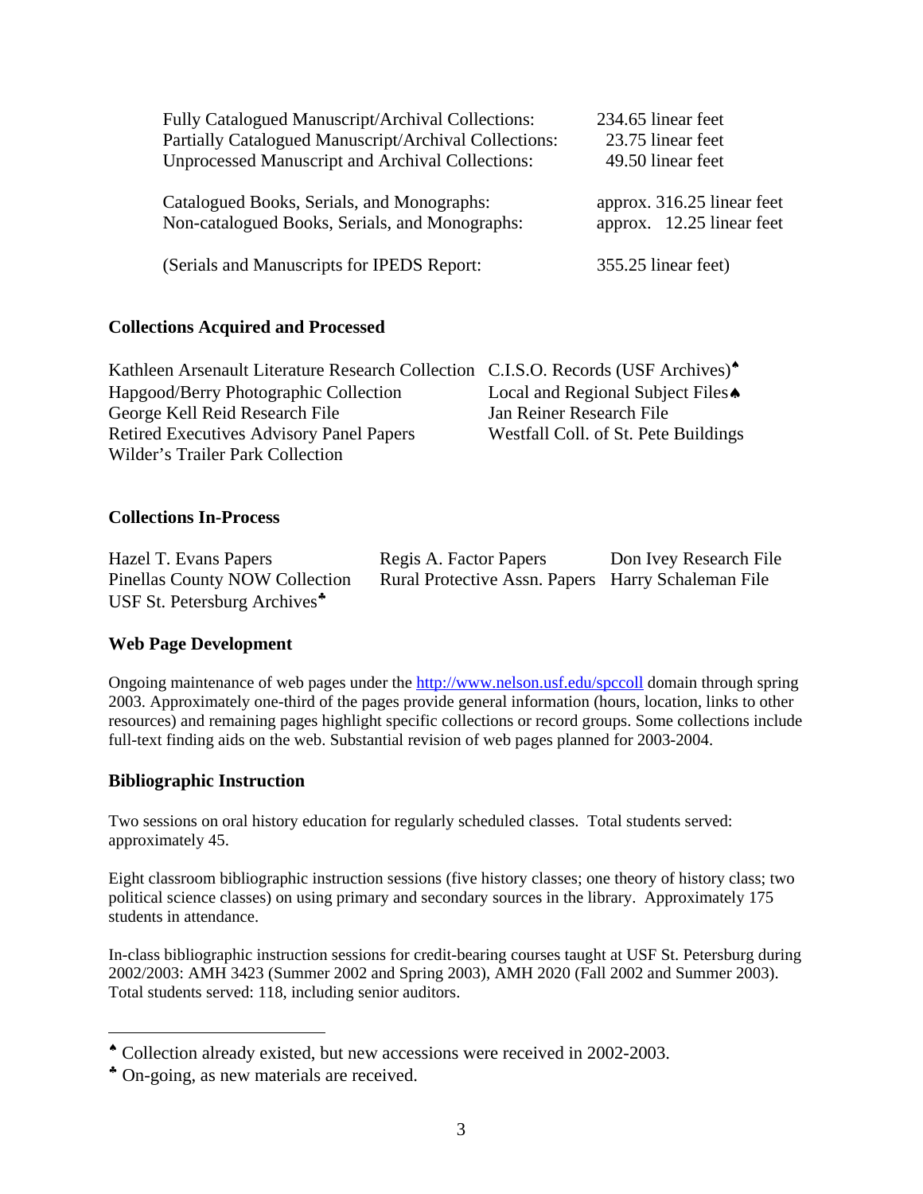| | |
|---|---|
| Fully Catalogued Manuscript/Archival Collections: | 234.65 linear feet |
| Partially Catalogued Manuscript/Archival Collections: | 23.75 linear feet |
| Unprocessed Manuscript and Archival Collections: | 49.50 linear feet |
| Catalogued Books, Serials, and Monographs: | approx. 316.25 linear feet |
| Non-catalogued Books, Serials, and Monographs: | approx. 12.25 linear feet |
| (Serials and Manuscripts for IPEDS Report: | 355.25 linear feet) |

**Collections Acquired and Processed**

Kathleen Arsenault Literature Research Collection
Hapgood/Berry Photographic Collection
George Kell Reid Research File
Retired Executives Advisory Panel Papers
Wilder's Trailer Park Collection
C.I.S.O. Records (USF Archives)♠
Local and Regional Subject Files♠
Jan Reiner Research File
Westfall Coll. of St. Pete Buildings

**Collections In-Process**

Hazel T. Evans Papers
Pinellas County NOW Collection
USF St. Petersburg Archives♣
Regis A. Factor Papers
Rural Protective Assn. Papers
Don Ivey Research File
Harry Schaleman File

**Web Page Development**

Ongoing maintenance of web pages under the http://www.nelson.usf.edu/spccoll domain through spring 2003. Approximately one-third of the pages provide general information (hours, location, links to other resources) and remaining pages highlight specific collections or record groups. Some collections include full-text finding aids on the web. Substantial revision of web pages planned for 2003-2004.

**Bibliographic Instruction**

Two sessions on oral history education for regularly scheduled classes. Total students served: approximately 45.

Eight classroom bibliographic instruction sessions (five history classes; one theory of history class; two political science classes) on using primary and secondary sources in the library. Approximately 175 students in attendance.

In-class bibliographic instruction sessions for credit-bearing courses taught at USF St. Petersburg during 2002/2003: AMH 3423 (Summer 2002 and Spring 2003), AMH 2020 (Fall 2002 and Summer 2003). Total students served: 118, including senior auditors.

---

♠ Collection already existed, but new accessions were received in 2002-2003.

♣ On-going, as new materials are received.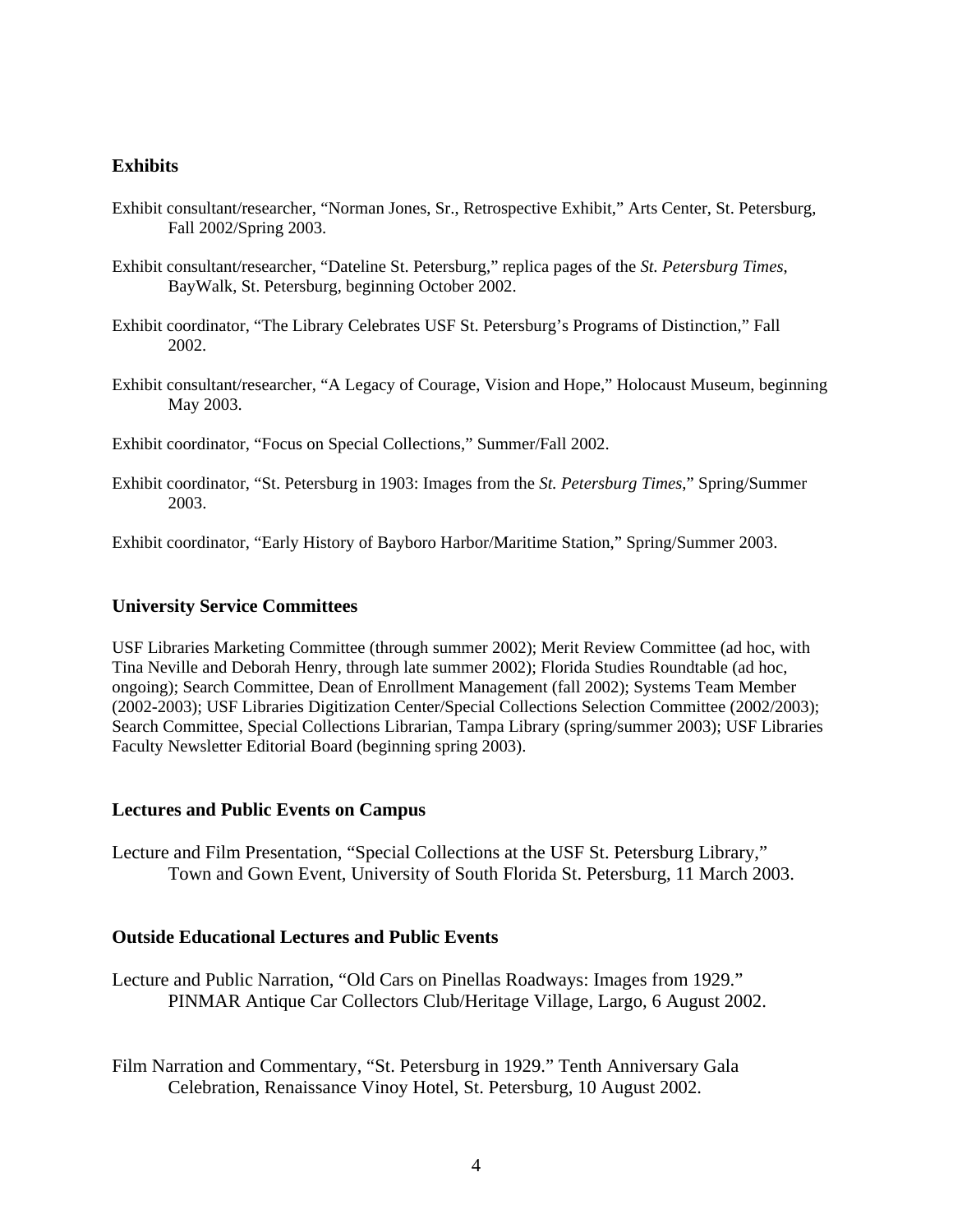## Exhibits

Exhibit consultant/researcher, “Norman Jones, Sr., Retrospective Exhibit,” Arts Center, St. Petersburg, Fall 2002/Spring 2003.

Exhibit consultant/researcher, “Dateline St. Petersburg,” replica pages of the *St. Petersburg Times*, BayWalk, St. Petersburg, beginning October 2002.

Exhibit coordinator, “The Library Celebrates USF St. Petersburg’s Programs of Distinction,” Fall 2002.

Exhibit consultant/researcher, “A Legacy of Courage, Vision and Hope,” Holocaust Museum, beginning May 2003.

Exhibit coordinator, “Focus on Special Collections,” Summer/Fall 2002.

Exhibit coordinator, “St. Petersburg in 1903: Images from the *St. Petersburg Times*,” Spring/Summer 2003.

Exhibit coordinator, “Early History of Bayboro Harbor/Maritime Station,” Spring/Summer 2003.

## University Service Committees

USF Libraries Marketing Committee (through summer 2002); Merit Review Committee (ad hoc, with Tina Neville and Deborah Henry, through late summer 2002); Florida Studies Roundtable (ad hoc, ongoing); Search Committee, Dean of Enrollment Management (fall 2002); Systems Team Member (2002-2003); USF Libraries Digitization Center/Special Collections Selection Committee (2002/2003); Search Committee, Special Collections Librarian, Tampa Library (spring/summer 2003); USF Libraries Faculty Newsletter Editorial Board (beginning spring 2003).

## Lectures and Public Events on Campus

Lecture and Film Presentation, “Special Collections at the USF St. Petersburg Library,” Town and Gown Event, University of South Florida St. Petersburg, 11 March 2003.

## Outside Educational Lectures and Public Events

Lecture and Public Narration, “Old Cars on Pinellas Roadways: Images from 1929.” PINMAR Antique Car Collectors Club/Heritage Village, Largo, 6 August 2002.

Film Narration and Commentary, “St. Petersburg in 1929.” Tenth Anniversary Gala Celebration, Renaissance Vinoy Hotel, St. Petersburg, 10 August 2002.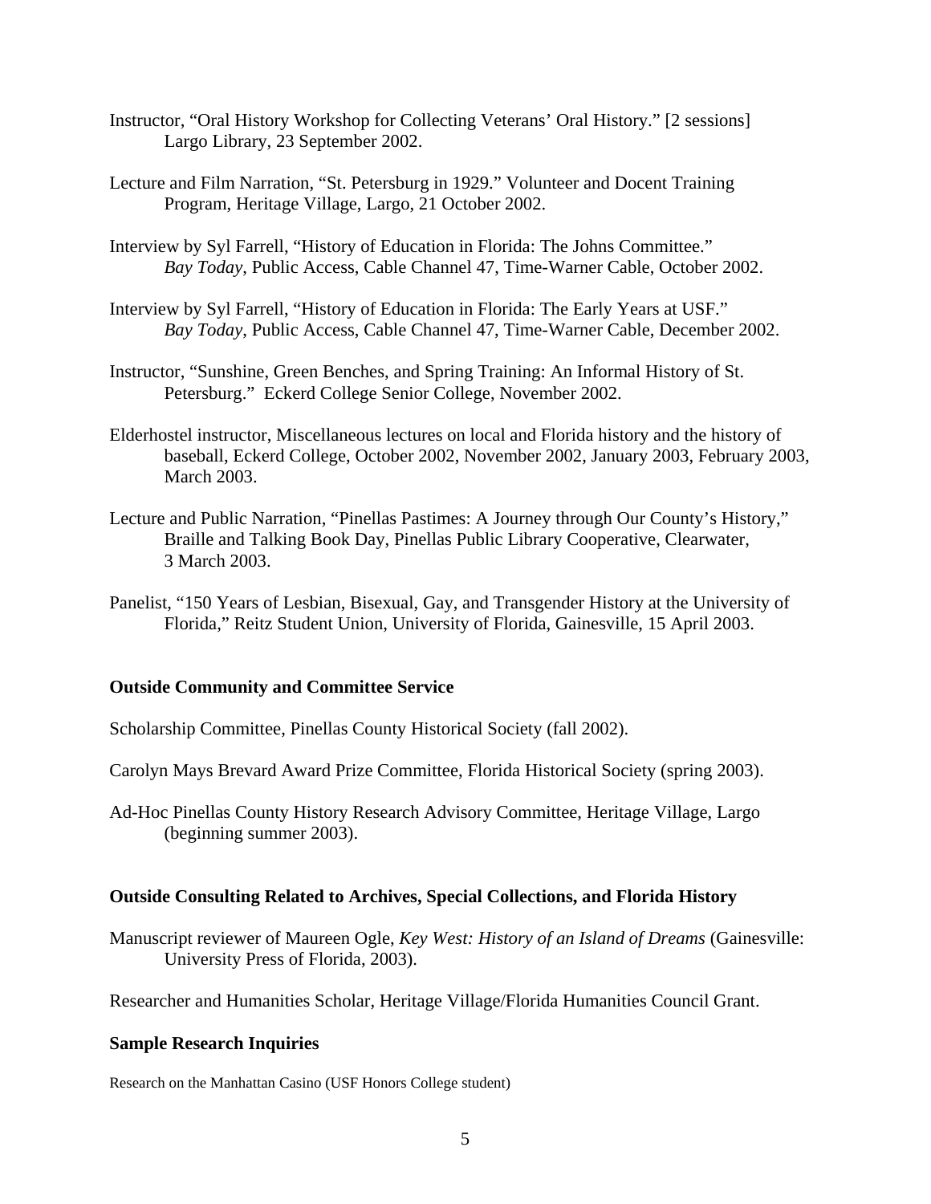Instructor, "Oral History Workshop for Collecting Veterans' Oral History." [2 sessions] Largo Library, 23 September 2002.

Lecture and Film Narration, "St. Petersburg in 1929." Volunteer and Docent Training Program, Heritage Village, Largo, 21 October 2002.

Interview by Syl Farrell, "History of Education in Florida: The Johns Committee." *Bay Today*, Public Access, Cable Channel 47, Time-Warner Cable, October 2002.

Interview by Syl Farrell, "History of Education in Florida: The Early Years at USF." *Bay Today*, Public Access, Cable Channel 47, Time-Warner Cable, December 2002.

Instructor, "Sunshine, Green Benches, and Spring Training: An Informal History of St. Petersburg." Eckerd College Senior College, November 2002.

Elderhostel instructor, Miscellaneous lectures on local and Florida history and the history of baseball, Eckerd College, October 2002, November 2002, January 2003, February 2003, March 2003.

Lecture and Public Narration, "Pinellas Pastimes: A Journey through Our County's History," Braille and Talking Book Day, Pinellas Public Library Cooperative, Clearwater, 3 March 2003.

Panelist, "150 Years of Lesbian, Bisexual, Gay, and Transgender History at the University of Florida," Reitz Student Union, University of Florida, Gainesville, 15 April 2003.

**Outside Community and Committee Service**

Scholarship Committee, Pinellas County Historical Society (fall 2002).

Carolyn Mays Brevard Award Prize Committee, Florida Historical Society (spring 2003).

Ad-Hoc Pinellas County History Research Advisory Committee, Heritage Village, Largo (beginning summer 2003).

**Outside Consulting Related to Archives, Special Collections, and Florida History**

Manuscript reviewer of Maureen Ogle, *Key West: History of an Island of Dreams* (Gainesville: University Press of Florida, 2003).

Researcher and Humanities Scholar, Heritage Village/Florida Humanities Council Grant.

**Sample Research Inquiries**

Research on the Manhattan Casino (USF Honors College student)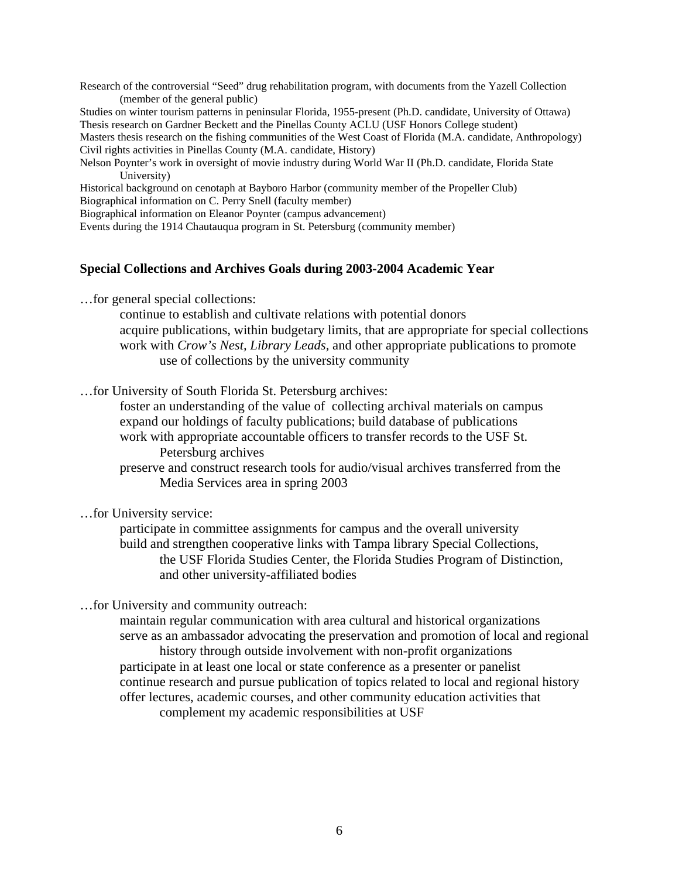Research of the controversial "Seed" drug rehabilitation program, with documents from the Yazell Collection (member of the general public)
Studies on winter tourism patterns in peninsular Florida, 1955-present (Ph.D. candidate, University of Ottawa)
Thesis research on Gardner Beckett and the Pinellas County ACLU (USF Honors College student)
Masters thesis research on the fishing communities of the West Coast of Florida (M.A. candidate, Anthropology)
Civil rights activities in Pinellas County (M.A. candidate, History)
Nelson Poynter's work in oversight of movie industry during World War II (Ph.D. candidate, Florida State University)
Historical background on cenotaph at Bayboro Harbor (community member of the Propeller Club)
Biographical information on C. Perry Snell (faculty member)
Biographical information on Eleanor Poynter (campus advancement)
Events during the 1914 Chautauqua program in St. Petersburg (community member)

**Special Collections and Archives Goals during 2003-2004 Academic Year**

…for general special collections:

- continue to establish and cultivate relations with potential donors
- acquire publications, within budgetary limits, that are appropriate for special collections
- work with *Crow's Nest*, *Library Leads*, and other appropriate publications to promote use of collections by the university community

…for University of South Florida St. Petersburg archives:

- foster an understanding of the value of collecting archival materials on campus
- expand our holdings of faculty publications; build database of publications
- work with appropriate accountable officers to transfer records to the USF St. Petersburg archives
- preserve and construct research tools for audio/visual archives transferred from the Media Services area in spring 2003

…for University service:

- participate in committee assignments for campus and the overall university
- build and strengthen cooperative links with Tampa library Special Collections, the USF Florida Studies Center, the Florida Studies Program of Distinction, and other university-affiliated bodies

…for University and community outreach:

- maintain regular communication with area cultural and historical organizations
- serve as an ambassador advocating the preservation and promotion of local and regional history through outside involvement with non-profit organizations
- participate in at least one local or state conference as a presenter or panelist
- continue research and pursue publication of topics related to local and regional history
- offer lectures, academic courses, and other community education activities that complement my academic responsibilities at USF